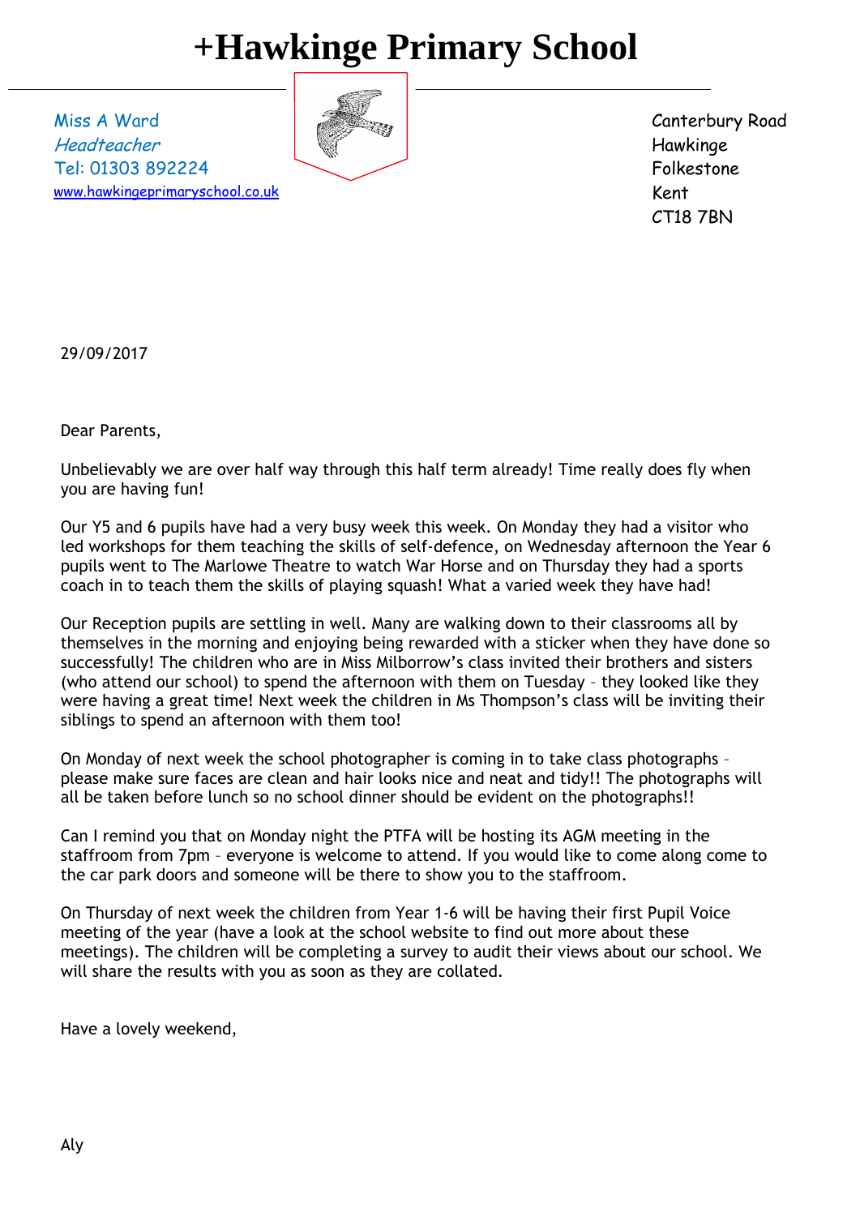# +Hawkinge Primary School

Miss A Ward
*Headteacher*
Tel: 01303 892224
www.hawkingeprimaryschool.co.uk

Canterbury Road
Hawkinge
Folkestone
Kent
CT18 7BN

29/09/2017

Dear Parents,

Unbelievably we are over half way through this half term already! Time really does fly when you are having fun!

Our Y5 and 6 pupils have had a very busy week this week. On Monday they had a visitor who led workshops for them teaching the skills of self-defence, on Wednesday afternoon the Year 6 pupils went to The Marlowe Theatre to watch War Horse and on Thursday they had a sports coach in to teach them the skills of playing squash! What a varied week they have had!

Our Reception pupils are settling in well. Many are walking down to their classrooms all by themselves in the morning and enjoying being rewarded with a sticker when they have done so successfully! The children who are in Miss Milborrow's class invited their brothers and sisters (who attend our school) to spend the afternoon with them on Tuesday – they looked like they were having a great time! Next week the children in Ms Thompson's class will be inviting their siblings to spend an afternoon with them too!

On Monday of next week the school photographer is coming in to take class photographs – please make sure faces are clean and hair looks nice and neat and tidy!! The photographs will all be taken before lunch so no school dinner should be evident on the photographs!!

Can I remind you that on Monday night the PTFA will be hosting its AGM meeting in the staffroom from 7pm – everyone is welcome to attend. If you would like to come along come to the car park doors and someone will be there to show you to the staffroom.

On Thursday of next week the children from Year 1-6 will be having their first Pupil Voice meeting of the year (have a look at the school website to find out more about these meetings). The children will be completing a survey to audit their views about our school. We will share the results with you as soon as they are collated.

Have a lovely weekend,

Aly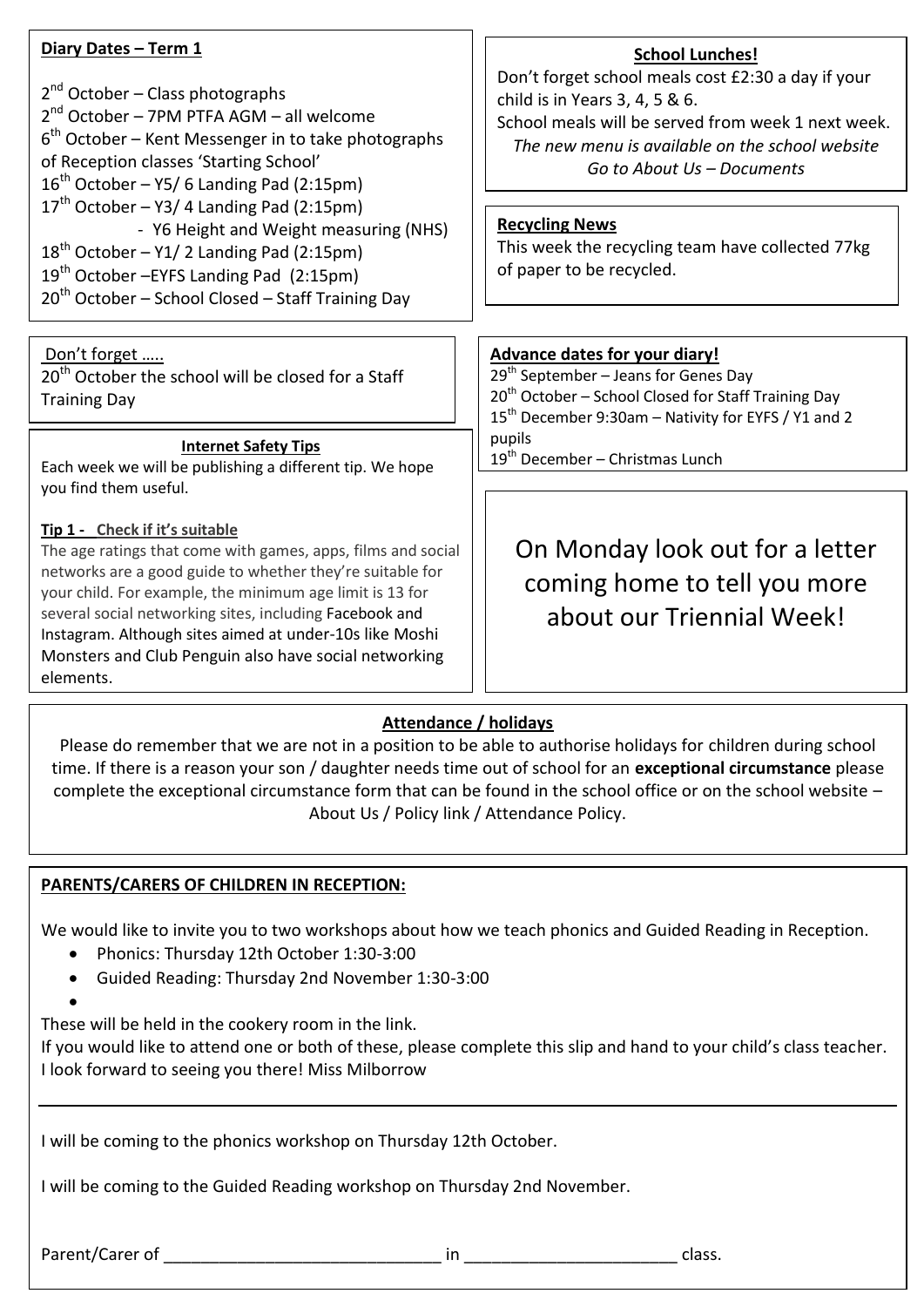**Diary Dates – Term 1**

2nd October – Class photographs
2nd October – 7PM PTFA AGM – all welcome
6th October – Kent Messenger in to take photographs of Reception classes 'Starting School'
16th October – Y5/ 6 Landing Pad (2:15pm)
17th October – Y3/ 4 Landing Pad (2:15pm)
- Y6 Height and Weight measuring (NHS)

18th October – Y1/ 2 Landing Pad (2:15pm)
19th October –EYFS Landing Pad (2:15pm)
20th October – School Closed – Staff Training Day

**School Lunches!**

Don't forget school meals cost £2:30 a day if your child is in Years 3, 4, 5 & 6.
School meals will be served from week 1 next week.
*The new menu is available on the school website*
*Go to About Us – Documents*

**Recycling News**

This week the recycling team have collected 77kg of paper to be recycled.

Don't forget …..
20th October the school will be closed for a Staff Training Day

**Advance dates for your diary!**

29th September – Jeans for Genes Day
20th October – School Closed for Staff Training Day
15th December 9:30am – Nativity for EYFS / Y1 and 2 pupils
19th December – Christmas Lunch

**Internet Safety Tips**

Each week we will be publishing a different tip. We hope you find them useful.

**Tip 1 - Check if it's suitable**

The age ratings that come with games, apps, films and social networks are a good guide to whether they're suitable for your child. For example, the minimum age limit is 13 for several social networking sites, including Facebook and Instagram. Although sites aimed at under-10s like Moshi Monsters and Club Penguin also have social networking elements.

On Monday look out for a letter coming home to tell you more about our Triennial Week!

**Attendance / holidays**

Please do remember that we are not in a position to be able to authorise holidays for children during school time. If there is a reason your son / daughter needs time out of school for an **exceptional circumstance** please complete the exceptional circumstance form that can be found in the school office or on the school website – About Us / Policy link / Attendance Policy.

**PARENTS/CARERS OF CHILDREN IN RECEPTION:**

We would like to invite you to two workshops about how we teach phonics and Guided Reading in Reception.

- Phonics: Thursday 12th October 1:30-3:00
- Guided Reading: Thursday 2nd November 1:30-3:00

These will be held in the cookery room in the link.
If you would like to attend one or both of these, please complete this slip and hand to your child's class teacher.
I look forward to seeing you there! Miss Milborrow

---

I will be coming to the phonics workshop on Thursday 12th October.

I will be coming to the Guided Reading workshop on Thursday 2nd November.

Parent/Carer of ______________________________ in _______________________ class.